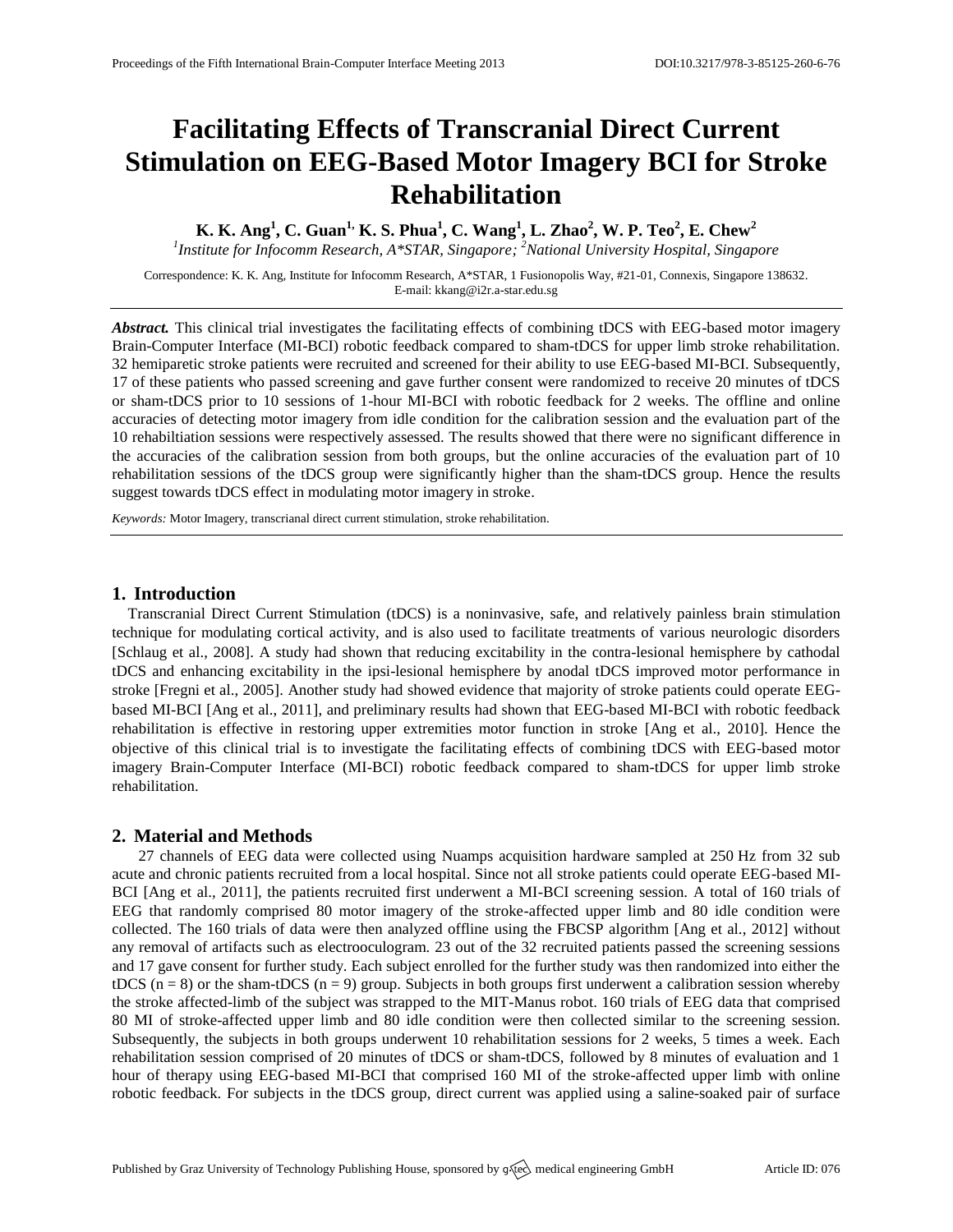# Facilitating Effects of Transcranial Direct Current Stimulation on EEG-Based Motor Imagery BCI for Stroke Rehabilitation

**K. K. Ang[1], C. Guan[1,] K. S. Phua[1], C. Wang[1], L. Zhao[2], W. P. Teo[2], E. Chew[2]**

[1]*Institute for Infocomm Research, A\*STAR, Singapore;* [2]*National University Hospital, Singapore*

Correspondence: K. K. Ang, Institute for Infocomm Research, A*STAR, 1 Fusionopolis Way, #21-01, Connexis, Singapore 138632.
E-mail: kkang@i2r.a-star.edu.sg

***Abstract.*** This clinical trial investigates the facilitating effects of combining tDCS with EEG-based motor imagery Brain-Computer Interface (MI-BCI) robotic feedback compared to sham-tDCS for upper limb stroke rehabilitation. 32 hemiparetic stroke patients were recruited and screened for their ability to use EEG-based MI-BCI. Subsequently, 17 of these patients who passed screening and gave further consent were randomized to receive 20 minutes of tDCS or sham-tDCS prior to 10 sessions of 1-hour MI-BCI with robotic feedback for 2 weeks. The offline and online accuracies of detecting motor imagery from idle condition for the calibration session and the evaluation part of the 10 rehabiltiation sessions were respectively assessed. The results showed that there were no significant difference in the accuracies of the calibration session from both groups, but the online accuracies of the evaluation part of 10 rehabilitation sessions of the tDCS group were significantly higher than the sham-tDCS group. Hence the results suggest towards tDCS effect in modulating motor imagery in stroke.

*Keywords:* Motor Imagery, transcrianal direct current stimulation, stroke rehabilitation.

## 1. Introduction

Transcranial Direct Current Stimulation (tDCS) is a noninvasive, safe, and relatively painless brain stimulation technique for modulating cortical activity, and is also used to facilitate treatments of various neurologic disorders [Schlaug et al., 2008]. A study had shown that reducing excitability in the contra-lesional hemisphere by cathodal tDCS and enhancing excitability in the ipsi-lesional hemisphere by anodal tDCS improved motor performance in stroke [Fregni et al., 2005]. Another study had showed evidence that majority of stroke patients could operate EEG-based MI-BCI [Ang et al., 2011], and preliminary results had shown that EEG-based MI-BCI with robotic feedback rehabilitation is effective in restoring upper extremities motor function in stroke [Ang et al., 2010]. Hence the objective of this clinical trial is to investigate the facilitating effects of combining tDCS with EEG-based motor imagery Brain-Computer Interface (MI-BCI) robotic feedback compared to sham-tDCS for upper limb stroke rehabilitation.

## 2. Material and Methods

27 channels of EEG data were collected using Nuamps acquisition hardware sampled at 250 Hz from 32 sub acute and chronic patients recruited from a local hospital. Since not all stroke patients could operate EEG-based MI-BCI [Ang et al., 2011], the patients recruited first underwent a MI-BCI screening session. A total of 160 trials of EEG that randomly comprised 80 motor imagery of the stroke-affected upper limb and 80 idle condition were collected. The 160 trials of data were then analyzed offline using the FBCSP algorithm [Ang et al., 2012] without any removal of artifacts such as electrooculogram. 23 out of the 32 recruited patients passed the screening sessions and 17 gave consent for further study. Each subject enrolled for the further study was then randomized into either the tDCS ($n = 8$) or the sham-tDCS ($n = 9$) group. Subjects in both groups first underwent a calibration session whereby the stroke affected-limb of the subject was strapped to the MIT-Manus robot. 160 trials of EEG data that comprised 80 MI of stroke-affected upper limb and 80 idle condition were then collected similar to the screening session. Subsequently, the subjects in both groups underwent 10 rehabilitation sessions for 2 weeks, 5 times a week. Each rehabilitation session comprised of 20 minutes of tDCS or sham-tDCS, followed by 8 minutes of evaluation and 1 hour of therapy using EEG-based MI-BCI that comprised 160 MI of the stroke-affected upper limb with online robotic feedback. For subjects in the tDCS group, direct current was applied using a saline-soaked pair of surface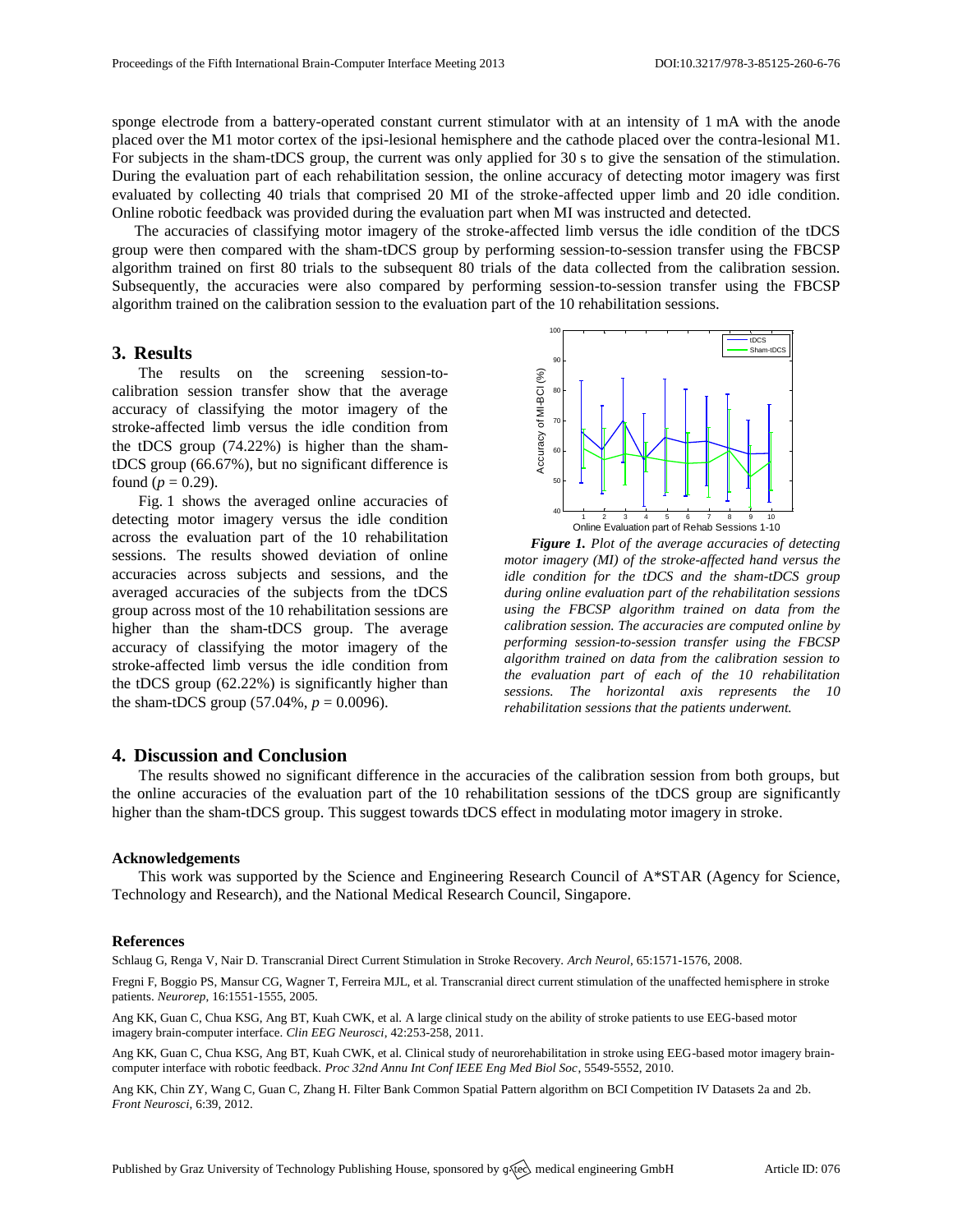sponge electrode from a battery-operated constant current stimulator with at an intensity of 1 mA with the anode placed over the M1 motor cortex of the ipsi-lesional hemisphere and the cathode placed over the contra-lesional M1. For subjects in the sham-tDCS group, the current was only applied for 30 s to give the sensation of the stimulation. During the evaluation part of each rehabilitation session, the online accuracy of detecting motor imagery was first evaluated by collecting 40 trials that comprised 20 MI of the stroke-affected upper limb and 20 idle condition. Online robotic feedback was provided during the evaluation part when MI was instructed and detected.

The accuracies of classifying motor imagery of the stroke-affected limb versus the idle condition of the tDCS group were then compared with the sham-tDCS group by performing session-to-session transfer using the FBCSP algorithm trained on first 80 trials to the subsequent 80 trials of the data collected from the calibration session. Subsequently, the accuracies were also compared by performing session-to-session transfer using the FBCSP algorithm trained on the calibration session to the evaluation part of the 10 rehabilitation sessions.

## 3. Results

The results on the screening session-to-calibration session transfer show that the average accuracy of classifying the motor imagery of the stroke-affected limb versus the idle condition from the tDCS group (74.22%) is higher than the sham-tDCS group (66.67%), but no significant difference is found ($p = 0.29$).

Fig. 1 shows the averaged online accuracies of detecting motor imagery versus the idle condition across the evaluation part of the 10 rehabilitation sessions. The results showed deviation of online accuracies across subjects and sessions, and the averaged accuracies of the subjects from the tDCS group across most of the 10 rehabilitation sessions are higher than the sham-tDCS group. The average accuracy of classifying the motor imagery of the stroke-affected limb versus the idle condition from the tDCS group (62.22%) is significantly higher than the sham-tDCS group (57.04%, $p = 0.0096$).

tDCS
Sham-tDCS
Accuracy of MI-BCI (%)
100
90
80
70
60
50
40
1 2 3 4 5 6 7 8 9 10
Online Evaluation part of Rehab Sessions 1-10

***Figure 1.*** *Plot of the average accuracies of detecting motor imagery (MI) of the stroke-affected hand versus the idle condition for the tDCS and the sham-tDCS group during online evaluation part of the rehabilitation sessions using the FBCSP algorithm trained on data from the calibration session. The accuracies are computed online by performing session-to-session transfer using the FBCSP algorithm trained on data from the calibration session to the evaluation part of each of the 10 rehabilitation sessions. The horizontal axis represents the 10 rehabilitation sessions that the patients underwent.*

## 4. Discussion and Conclusion

The results showed no significant difference in the accuracies of the calibration session from both groups, but the online accuracies of the evaluation part of the 10 rehabilitation sessions of the tDCS group are significantly higher than the sham-tDCS group. This suggest towards tDCS effect in modulating motor imagery in stroke.

### Acknowledgements

This work was supported by the Science and Engineering Research Council of A*STAR (Agency for Science, Technology and Research), and the National Medical Research Council, Singapore.

### References

Schlaug G, Renga V, Nair D. Transcranial Direct Current Stimulation in Stroke Recovery. *Arch Neurol*, 65:1571-1576, 2008.

Fregni F, Boggio PS, Mansur CG, Wagner T, Ferreira MJL, et al. Transcranial direct current stimulation of the unaffected hemisphere in stroke patients. *Neurorep*, 16:1551-1555, 2005.

Ang KK, Guan C, Chua KSG, Ang BT, Kuah CWK, et al. A large clinical study on the ability of stroke patients to use EEG-based motor imagery brain-computer interface. *Clin EEG Neurosci*, 42:253-258, 2011.

Ang KK, Guan C, Chua KSG, Ang BT, Kuah CWK, et al. Clinical study of neurorehabilitation in stroke using EEG-based motor imagery brain-computer interface with robotic feedback. *Proc 32nd Annu Int Conf IEEE Eng Med Biol Soc*, 5549-5552, 2010.

Ang KK, Chin ZY, Wang C, Guan C, Zhang H. Filter Bank Common Spatial Pattern algorithm on BCI Competition IV Datasets 2a and 2b. *Front Neurosci*, 6:39, 2012.